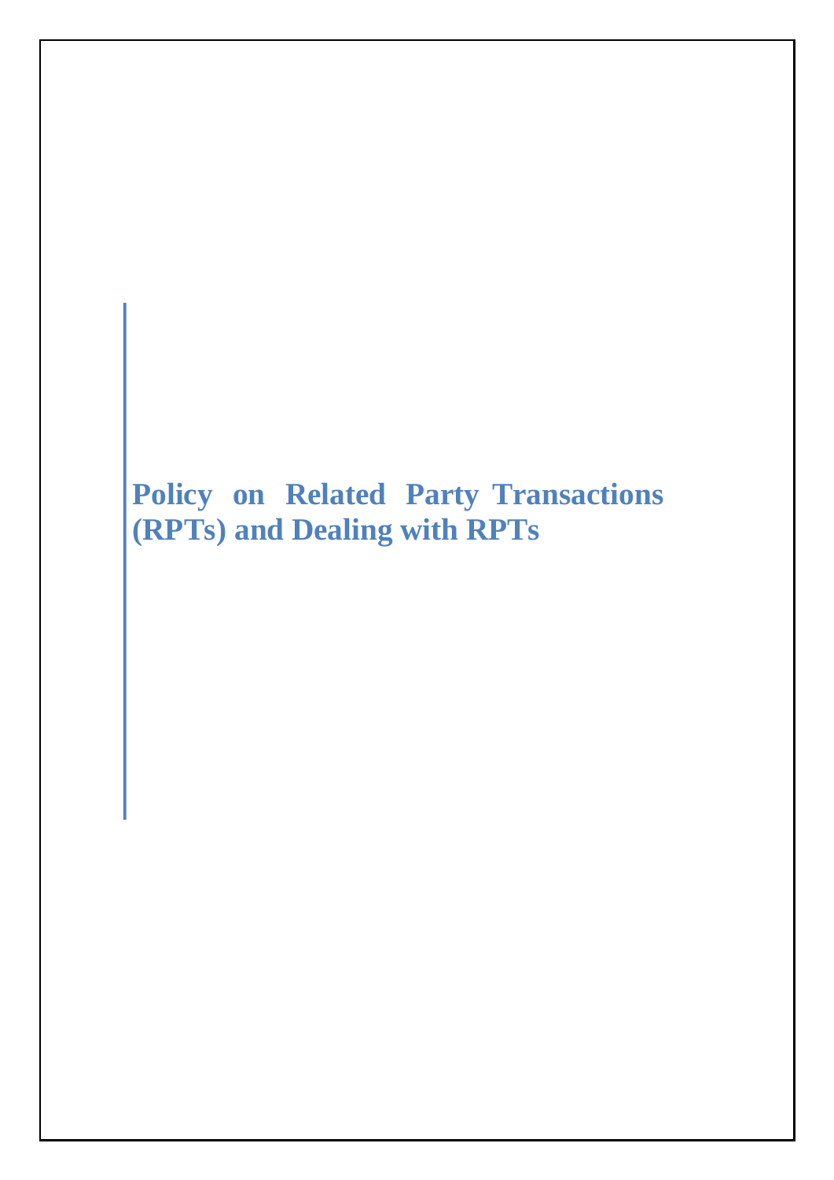# Policy on Related Party Transactions (RPTs) and Dealing with RPTs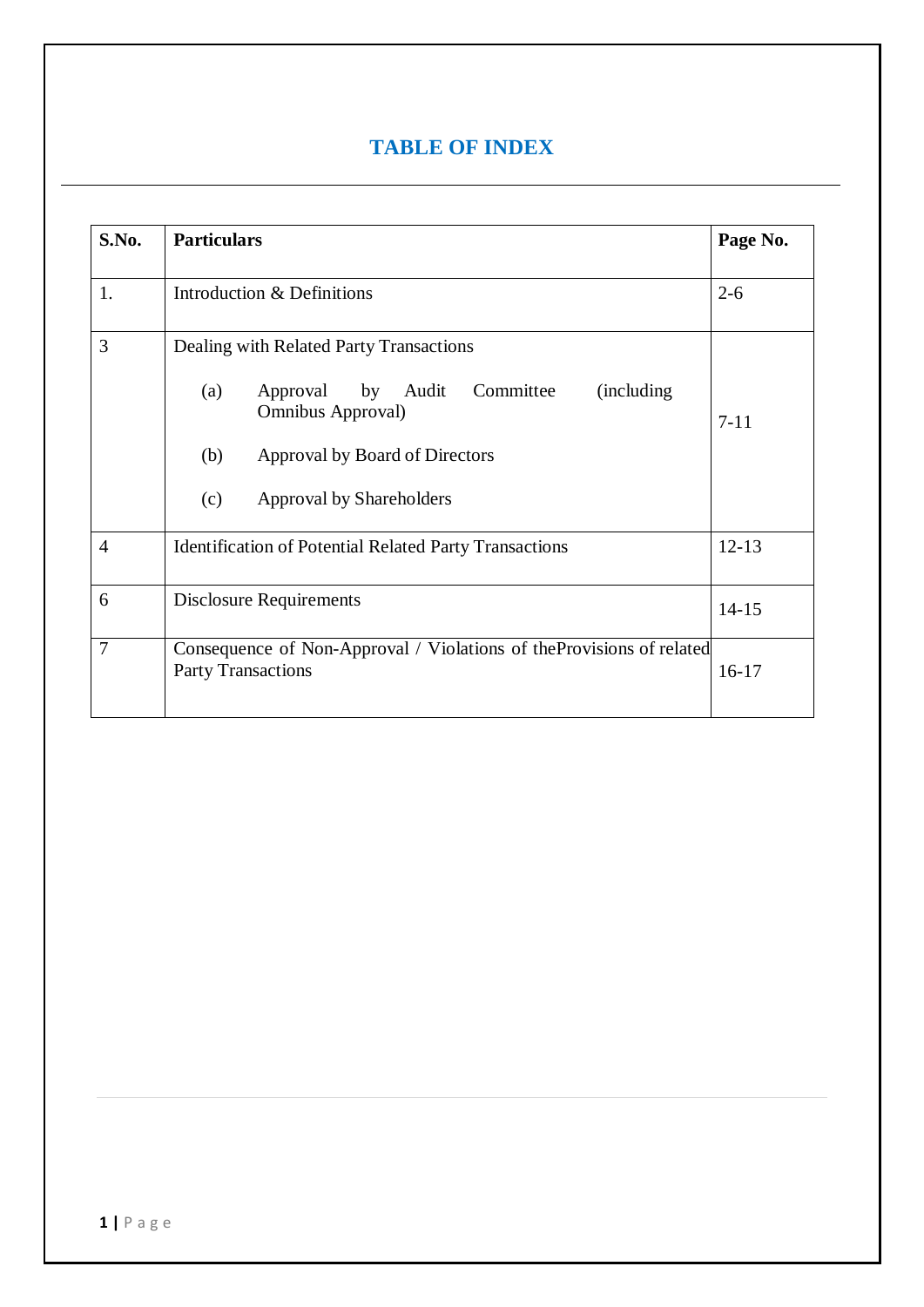# TABLE OF INDEX

| S.No. | Particulars | Page No. |
|---|---|---|
| 1. | Introduction & Definitions | 2-6 |
| 3 | Dealing with Related Party Transactions<br><br>(a) Approval by Audit Committee (including Omnibus Approval)<br><br>(b) Approval by Board of Directors<br><br>(c) Approval by Shareholders | 7-11 |
| 4 | Identification of Potential Related Party Transactions | 12-13 |
| 6 | Disclosure Requirements | 14-15 |
| 7 | Consequence of Non-Approval / Violations of theProvisions of related Party Transactions | 16-17 |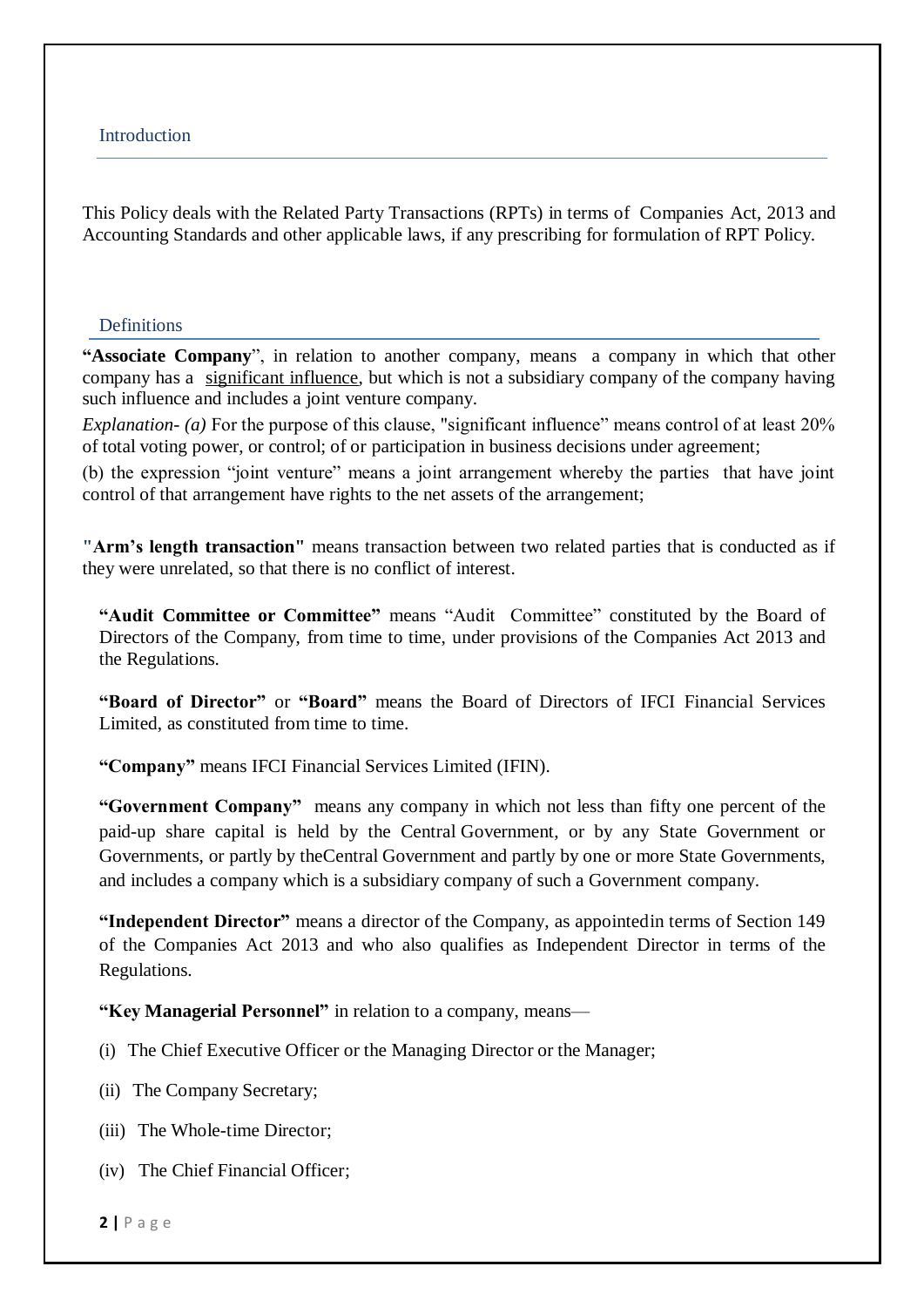## Introduction

This Policy deals with the Related Party Transactions (RPTs) in terms of Companies Act, 2013 and Accounting Standards and other applicable laws, if any prescribing for formulation of RPT Policy.

## Definitions

**"Associate Company**", in relation to another company, means a company in which that other company has a significant influence, but which is not a subsidiary company of the company having such influence and includes a joint venture company.

*Explanation- (a)* For the purpose of this clause, "significant influence" means control of at least 20% of total voting power, or control; of or participation in business decisions under agreement;

(b) the expression "joint venture" means a joint arrangement whereby the parties that have joint control of that arrangement have rights to the net assets of the arrangement;

**"Arm's length transaction"** means transaction between two related parties that is conducted as if they were unrelated, so that there is no conflict of interest.

**"Audit Committee or Committee"** means "Audit Committee" constituted by the Board of Directors of the Company, from time to time, under provisions of the Companies Act 2013 and the Regulations.

**"Board of Director"** or **"Board"** means the Board of Directors of IFCI Financial Services Limited, as constituted from time to time.

**"Company"** means IFCI Financial Services Limited (IFIN).

**"Government Company"** means any company in which not less than fifty one percent of the paid-up share capital is held by the Central Government, or by any State Government or Governments, or partly by theCentral Government and partly by one or more State Governments, and includes a company which is a subsidiary company of such a Government company.

**"Independent Director"** means a director of the Company, as appointedin terms of Section 149 of the Companies Act 2013 and who also qualifies as Independent Director in terms of the Regulations.

**"Key Managerial Personnel"** in relation to a company, means—

(i) The Chief Executive Officer or the Managing Director or the Manager;

(ii) The Company Secretary;

(iii) The Whole-time Director;

(iv) The Chief Financial Officer;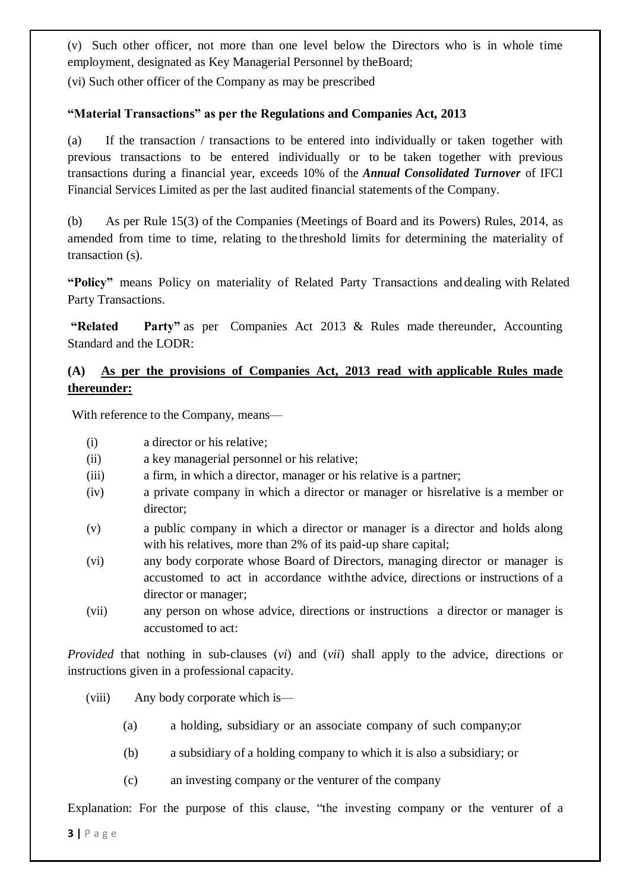(v) Such other officer, not more than one level below the Directors who is in whole time employment, designated as Key Managerial Personnel by theBoard;

(vi) Such other officer of the Company as may be prescribed

**"Material Transactions" as per the Regulations and Companies Act, 2013**

(a) If the transaction / transactions to be entered into individually or taken together with previous transactions to be entered individually or to be taken together with previous transactions during a financial year, exceeds 10% of the ***Annual Consolidated Turnover*** of IFCI Financial Services Limited as per the last audited financial statements of the Company.

(b) As per Rule 15(3) of the Companies (Meetings of Board and its Powers) Rules, 2014, as amended from time to time, relating to the threshold limits for determining the materiality of transaction (s).

**"Policy"** means Policy on materiality of Related Party Transactions and dealing with Related Party Transactions.

**"Related Party"** as per Companies Act 2013 & Rules made thereunder, Accounting Standard and the LODR:

**(A) <u>As per the provisions of Companies Act, 2013 read with applicable Rules made thereunder:</u>**

With reference to the Company, means—

(i) a director or his relative;

(ii) a key managerial personnel or his relative;

(iii) a firm, in which a director, manager or his relative is a partner;

(iv) a private company in which a director or manager or hisrelative is a member or director;

(v) a public company in which a director or manager is a director and holds along with his relatives, more than 2% of its paid-up share capital;

(vi) any body corporate whose Board of Directors, managing director or manager is accustomed to act in accordance withthe advice, directions or instructions of a director or manager;

(vii) any person on whose advice, directions or instructions a director or manager is accustomed to act:

*Provided* that nothing in sub-clauses (*vi*) and (*vii*) shall apply to the advice, directions or instructions given in a professional capacity.

(viii) Any body corporate which is—

(a) a holding, subsidiary or an associate company of such company;or

(b) a subsidiary of a holding company to which it is also a subsidiary; or

(c) an investing company or the venturer of the company

Explanation: For the purpose of this clause, "the investing company or the venturer of a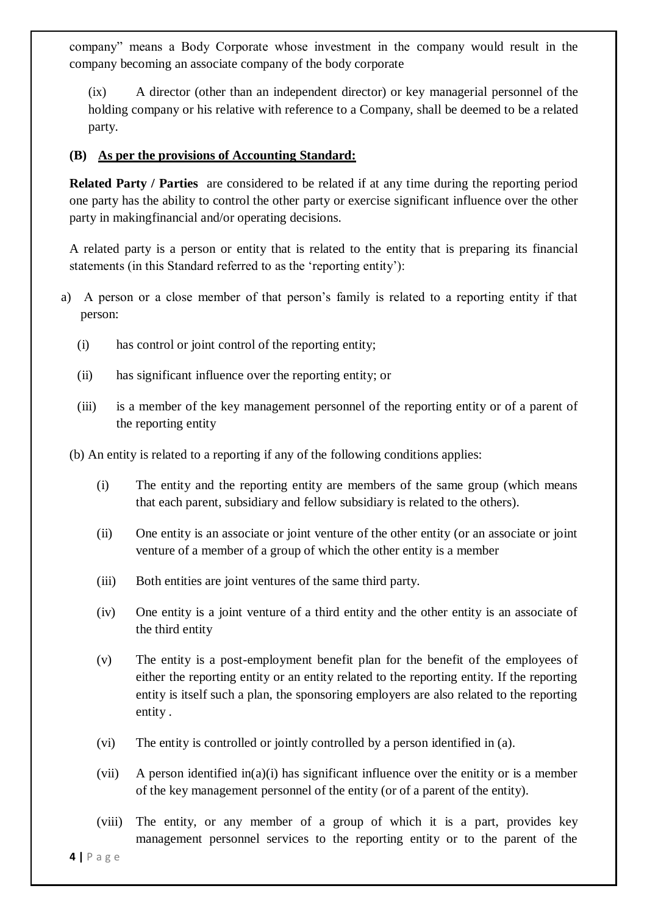company" means a Body Corporate whose investment in the company would result in the company becoming an associate company of the body corporate

(ix) A director (other than an independent director) or key managerial personnel of the holding company or his relative with reference to a Company, shall be deemed to be a related party.

**(B) <u>As per the provisions of Accounting Standard:</u>**

**Related Party / Parties** are considered to be related if at any time during the reporting period one party has the ability to control the other party or exercise significant influence over the other party in makingfinancial and/or operating decisions.

A related party is a person or entity that is related to the entity that is preparing its financial statements (in this Standard referred to as the 'reporting entity'):

a) A person or a close member of that person's family is related to a reporting entity if that person:

   (i) has control or joint control of the reporting entity;

   (ii) has significant influence over the reporting entity; or

   (iii) is a member of the key management personnel of the reporting entity or of a parent of the reporting entity

(b) An entity is related to a reporting if any of the following conditions applies:

   (i) The entity and the reporting entity are members of the same group (which means that each parent, subsidiary and fellow subsidiary is related to the others).

   (ii) One entity is an associate or joint venture of the other entity (or an associate or joint venture of a member of a group of which the other entity is a member

   (iii) Both entities are joint ventures of the same third party.

   (iv) One entity is a joint venture of a third entity and the other entity is an associate of the third entity

   (v) The entity is a post-employment benefit plan for the benefit of the employees of either the reporting entity or an entity related to the reporting entity. If the reporting entity is itself such a plan, the sponsoring employers are also related to the reporting entity .

   (vi) The entity is controlled or jointly controlled by a person identified in (a).

   (vii) A person identified in(a)(i) has significant influence over the enitity or is a member of the key management personnel of the entity (or of a parent of the entity).

   (viii) The entity, or any member of a group of which it is a part, provides key management personnel services to the reporting entity or to the parent of the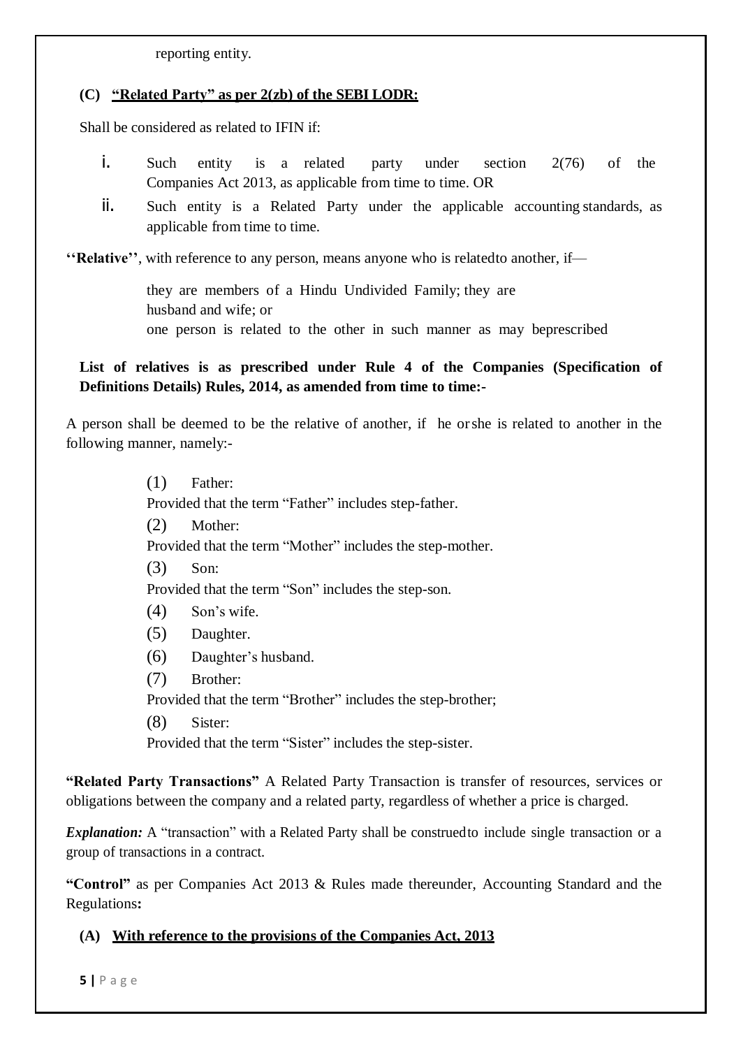reporting entity.

**(C) <u>"Related Party" as per 2(zb) of the SEBI LODR:</u>**

Shall be considered as related to IFIN if:

i. Such entity is a related party under section 2(76) of the Companies Act 2013, as applicable from time to time. OR
ii. Such entity is a Related Party under the applicable accounting standards, as applicable from time to time.

**''Relative''**, with reference to any person, means anyone who is relatedto another, if—

they are members of a Hindu Undivided Family; they are husband and wife; or
one person is related to the other in such manner as may beprescribed

**List of relatives is as prescribed under Rule 4 of the Companies (Specification of Definitions Details) Rules, 2014, as amended from time to time:-**

A person shall be deemed to be the relative of another, if he orshe is related to another in the following manner, namely:-

(1) Father:
Provided that the term "Father" includes step-father.
(2) Mother:
Provided that the term "Mother" includes the step-mother.
(3) Son:
Provided that the term "Son" includes the step-son.
(4) Son's wife.
(5) Daughter.
(6) Daughter's husband.
(7) Brother:
Provided that the term "Brother" includes the step-brother;
(8) Sister:
Provided that the term "Sister" includes the step-sister.

**"Related Party Transactions"** A Related Party Transaction is transfer of resources, services or obligations between the company and a related party, regardless of whether a price is charged.

***Explanation:*** A "transaction" with a Related Party shall be construedto include single transaction or a group of transactions in a contract.

**"Control"** as per Companies Act 2013 & Rules made thereunder, Accounting Standard and the Regulations**:**

**(A) <u>With reference to the provisions of the Companies Act, 2013</u>**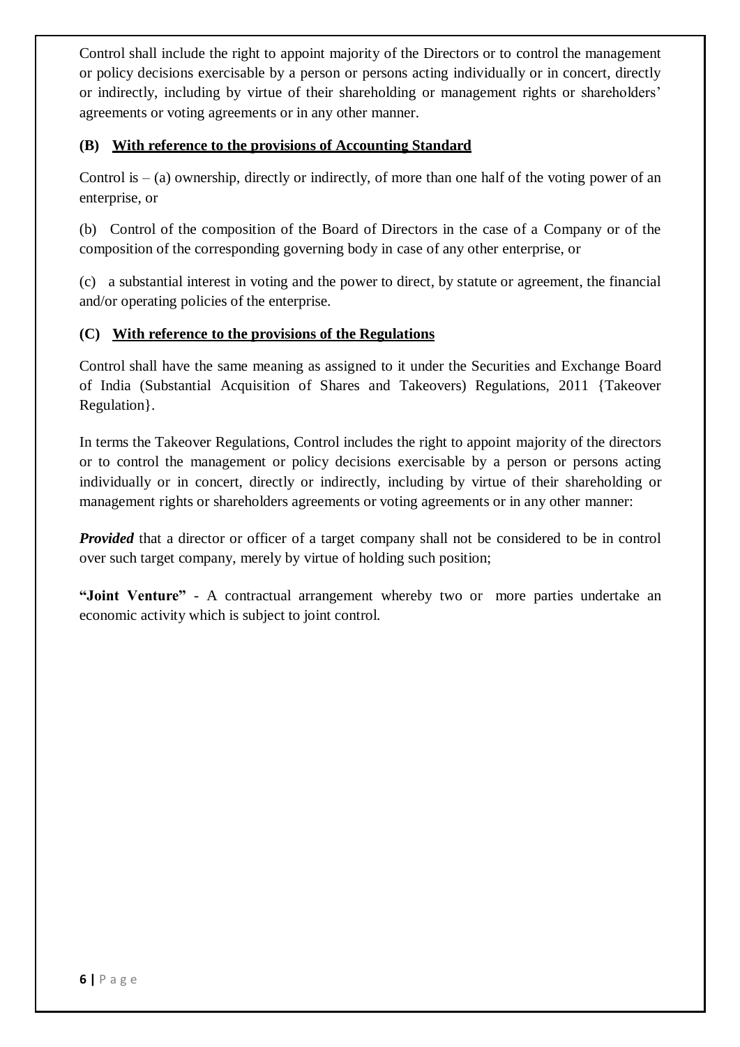Control shall include the right to appoint majority of the Directors or to control the management or policy decisions exercisable by a person or persons acting individually or in concert, directly or indirectly, including by virtue of their shareholding or management rights or shareholders' agreements or voting agreements or in any other manner.

**(B) <u>With reference to the provisions of Accounting Standard</u>**

Control is – (a) ownership, directly or indirectly, of more than one half of the voting power of an enterprise, or

(b) Control of the composition of the Board of Directors in the case of a Company or of the composition of the corresponding governing body in case of any other enterprise, or

(c) a substantial interest in voting and the power to direct, by statute or agreement, the financial and/or operating policies of the enterprise.

**(C) <u>With reference to the provisions of the Regulations</u>**

Control shall have the same meaning as assigned to it under the Securities and Exchange Board of India (Substantial Acquisition of Shares and Takeovers) Regulations, 2011 {Takeover Regulation}.

In terms the Takeover Regulations, Control includes the right to appoint majority of the directors or to control the management or policy decisions exercisable by a person or persons acting individually or in concert, directly or indirectly, including by virtue of their shareholding or management rights or shareholders agreements or voting agreements or in any other manner:

***Provided*** that a director or officer of a target company shall not be considered to be in control over such target company, merely by virtue of holding such position;

**"Joint Venture"** - A contractual arrangement whereby two or more parties undertake an economic activity which is subject to joint control.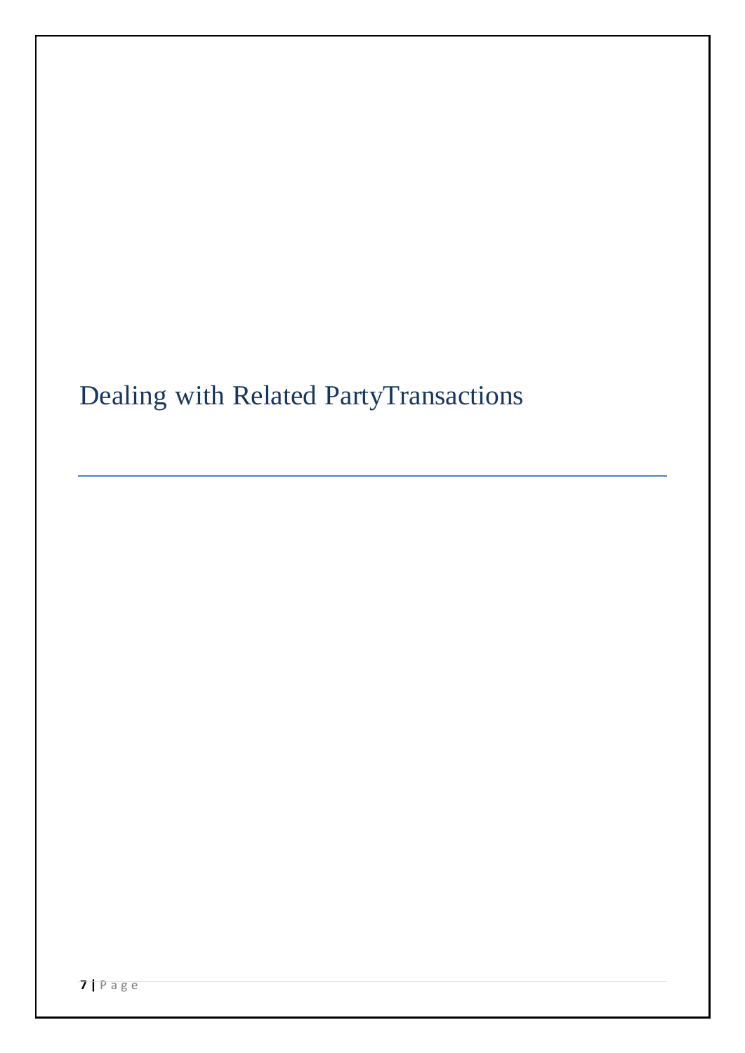# Dealing with Related PartyTransactions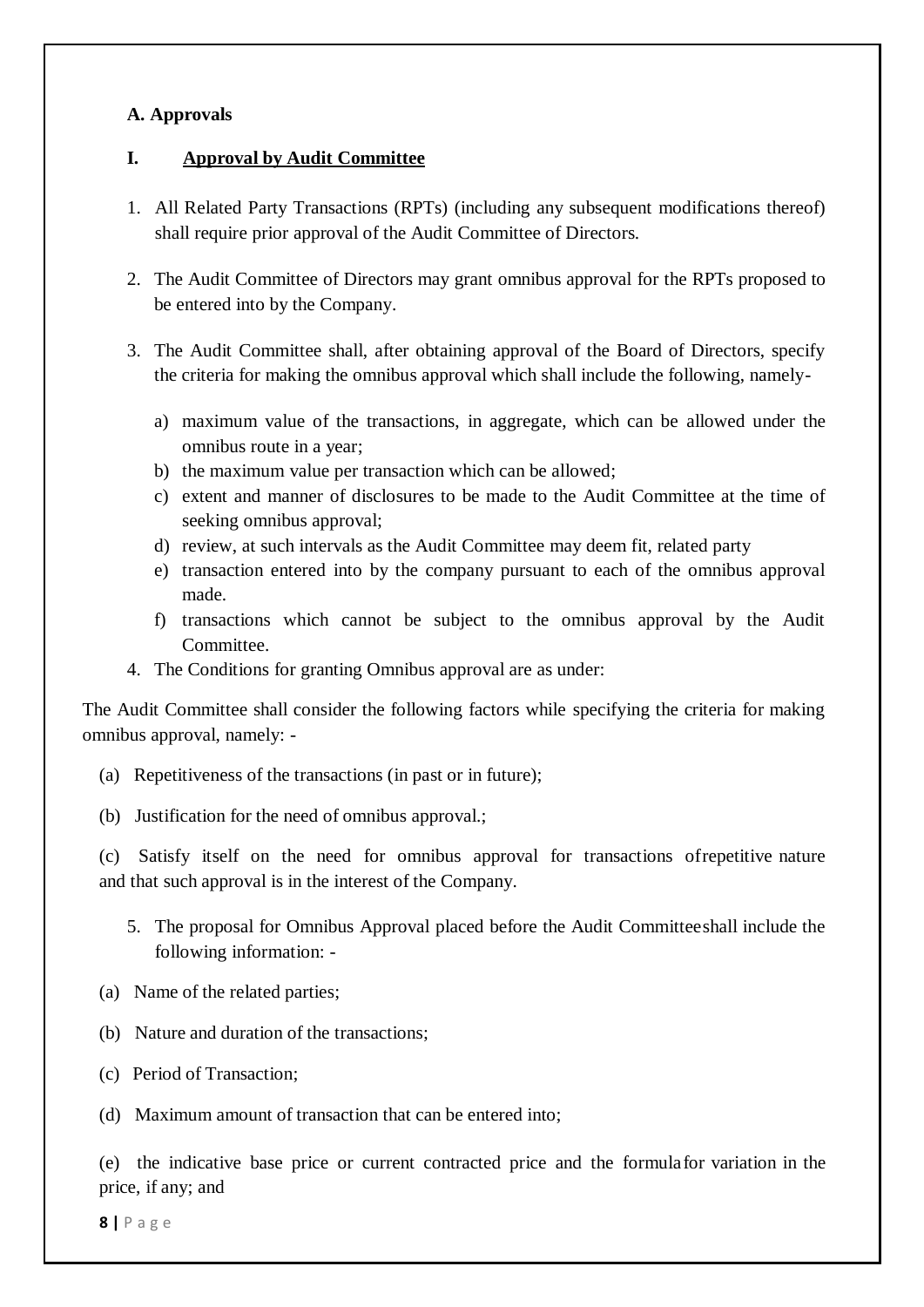**A. Approvals**

**I. <u>Approval by Audit Committee</u>**

1. All Related Party Transactions (RPTs) (including any subsequent modifications thereof) shall require prior approval of the Audit Committee of Directors.

2. The Audit Committee of Directors may grant omnibus approval for the RPTs proposed to be entered into by the Company.

3. The Audit Committee shall, after obtaining approval of the Board of Directors, specify the criteria for making the omnibus approval which shall include the following, namely-

   a) maximum value of the transactions, in aggregate, which can be allowed under the omnibus route in a year;
   b) the maximum value per transaction which can be allowed;
   c) extent and manner of disclosures to be made to the Audit Committee at the time of seeking omnibus approval;
   d) review, at such intervals as the Audit Committee may deem fit, related party
   e) transaction entered into by the company pursuant to each of the omnibus approval made.
   f) transactions which cannot be subject to the omnibus approval by the Audit Committee.

4. The Conditions for granting Omnibus approval are as under:

The Audit Committee shall consider the following factors while specifying the criteria for making omnibus approval, namely: -

(a) Repetitiveness of the transactions (in past or in future);

(b) Justification for the need of omnibus approval.;

(c) Satisfy itself on the need for omnibus approval for transactions ofrepetitive nature and that such approval is in the interest of the Company.

5. The proposal for Omnibus Approval placed before the Audit Committeeshall include the following information: -

(a) Name of the related parties;

(b) Nature and duration of the transactions;

(c) Period of Transaction;

(d) Maximum amount of transaction that can be entered into;

(e) the indicative base price or current contracted price and the formulafor variation in the price, if any; and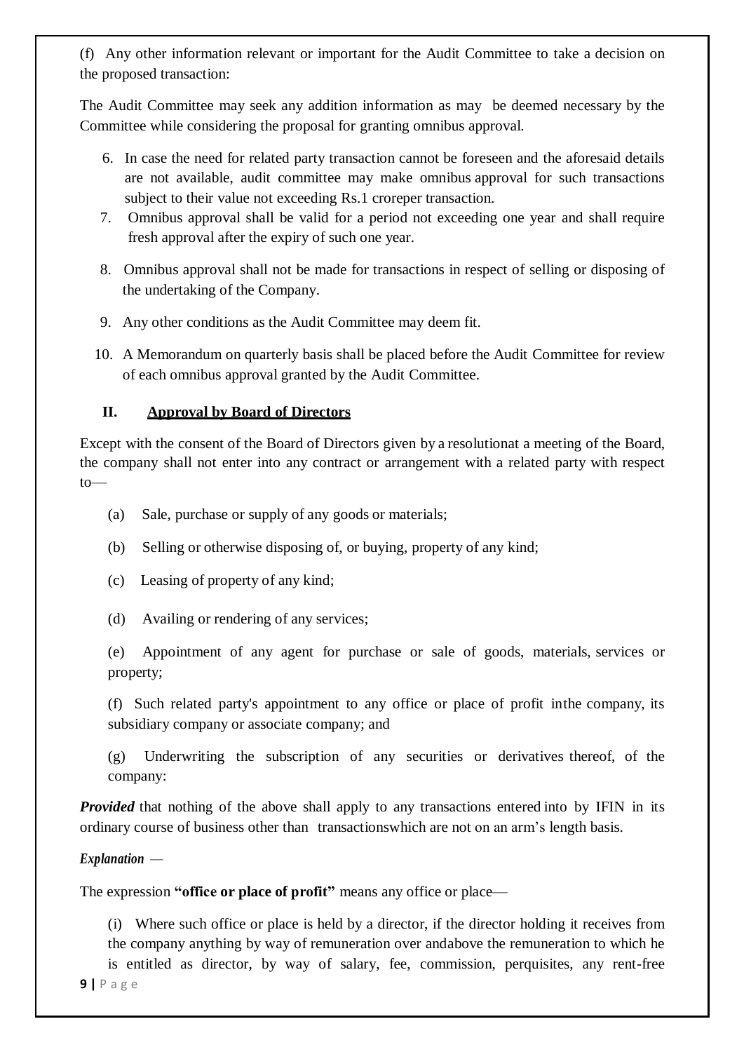(f) Any other information relevant or important for the Audit Committee to take a decision on the proposed transaction:

The Audit Committee may seek any addition information as may be deemed necessary by the Committee while considering the proposal for granting omnibus approval.

6. In case the need for related party transaction cannot be foreseen and the aforesaid details are not available, audit committee may make omnibus approval for such transactions subject to their value not exceeding Rs.1 croreper transaction.
7. Omnibus approval shall be valid for a period not exceeding one year and shall require fresh approval after the expiry of such one year.
8. Omnibus approval shall not be made for transactions in respect of selling or disposing of the undertaking of the Company.
9. Any other conditions as the Audit Committee may deem fit.
10. A Memorandum on quarterly basis shall be placed before the Audit Committee for review of each omnibus approval granted by the Audit Committee.

### II. <u>Approval by Board of Directors</u>

Except with the consent of the Board of Directors given by a resolutionat a meeting of the Board, the company shall not enter into any contract or arrangement with a related party with respect to—

(a) Sale, purchase or supply of any goods or materials;

(b) Selling or otherwise disposing of, or buying, property of any kind;

(c) Leasing of property of any kind;

(d) Availing or rendering of any services;

(e) Appointment of any agent for purchase or sale of goods, materials, services or property;

(f) Such related party's appointment to any office or place of profit inthe company, its subsidiary company or associate company; and

(g) Underwriting the subscription of any securities or derivatives thereof, of the company:

***Provided*** that nothing of the above shall apply to any transactions entered into by IFIN in its ordinary course of business other than transactionswhich are not on an arm's length basis.

***Explanation*** —

The expression **"office or place of profit"** means any office or place—

(i) Where such office or place is held by a director, if the director holding it receives from the company anything by way of remuneration over andabove the remuneration to which he is entitled as director, by way of salary, fee, commission, perquisites, any rent-free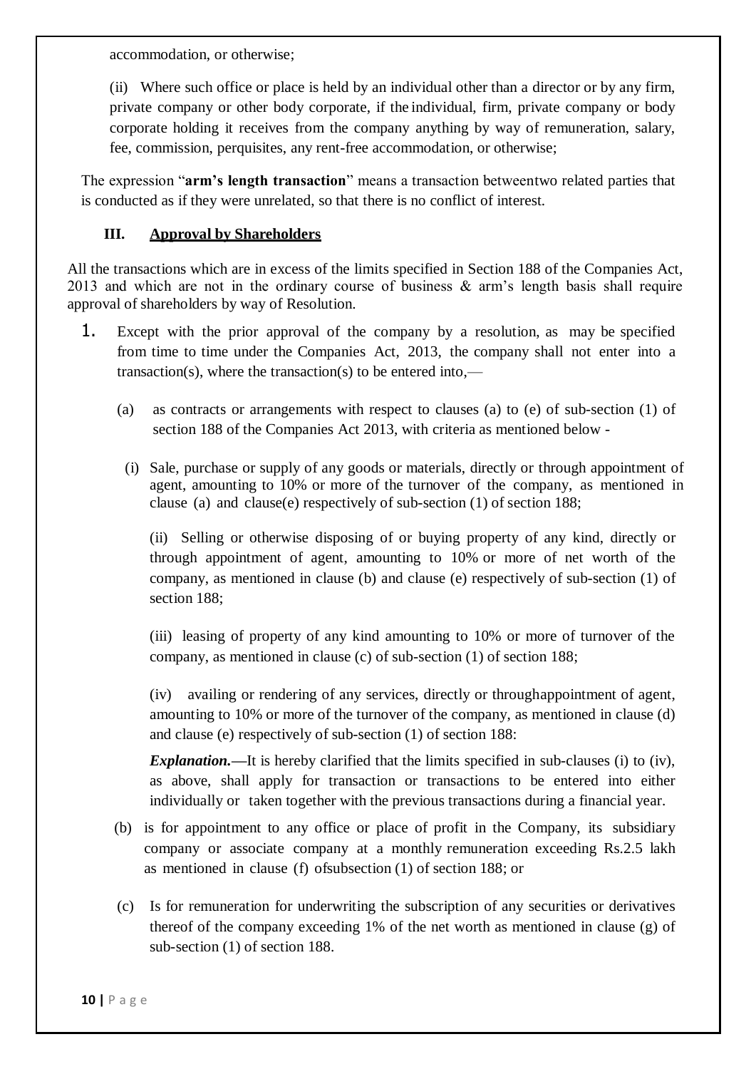accommodation, or otherwise;

(ii) Where such office or place is held by an individual other than a director or by any firm, private company or other body corporate, if the individual, firm, private company or body corporate holding it receives from the company anything by way of remuneration, salary, fee, commission, perquisites, any rent-free accommodation, or otherwise;

The expression "**arm's length transaction**" means a transaction betweentwo related parties that is conducted as if they were unrelated, so that there is no conflict of interest.

### III. Approval by Shareholders

All the transactions which are in excess of the limits specified in Section 188 of the Companies Act, 2013 and which are not in the ordinary course of business & arm's length basis shall require approval of shareholders by way of Resolution.

1. Except with the prior approval of the company by a resolution, as may be specified from time to time under the Companies Act, 2013, the company shall not enter into a transaction(s), where the transaction(s) to be entered into,—

   (a) as contracts or arrangements with respect to clauses (a) to (e) of sub-section (1) of section 188 of the Companies Act 2013, with criteria as mentioned below -

   (i) Sale, purchase or supply of any goods or materials, directly or through appointment of agent, amounting to 10% or more of the turnover of the company, as mentioned in clause (a) and clause(e) respectively of sub-section (1) of section 188;

   (ii) Selling or otherwise disposing of or buying property of any kind, directly or through appointment of agent, amounting to 10% or more of net worth of the company, as mentioned in clause (b) and clause (e) respectively of sub-section (1) of section 188;

   (iii) leasing of property of any kind amounting to 10% or more of turnover of the company, as mentioned in clause (c) of sub-section (1) of section 188;

   (iv) availing or rendering of any services, directly or throughappointment of agent, amounting to 10% or more of the turnover of the company, as mentioned in clause (d) and clause (e) respectively of sub-section (1) of section 188:

   ***Explanation.***—It is hereby clarified that the limits specified in sub-clauses (i) to (iv), as above, shall apply for transaction or transactions to be entered into either individually or taken together with the previous transactions during a financial year.

   (b) is for appointment to any office or place of profit in the Company, its subsidiary company or associate company at a monthly remuneration exceeding Rs.2.5 lakh as mentioned in clause (f) ofsubsection (1) of section 188; or

   (c) Is for remuneration for underwriting the subscription of any securities or derivatives thereof of the company exceeding 1% of the net worth as mentioned in clause (g) of sub-section (1) of section 188.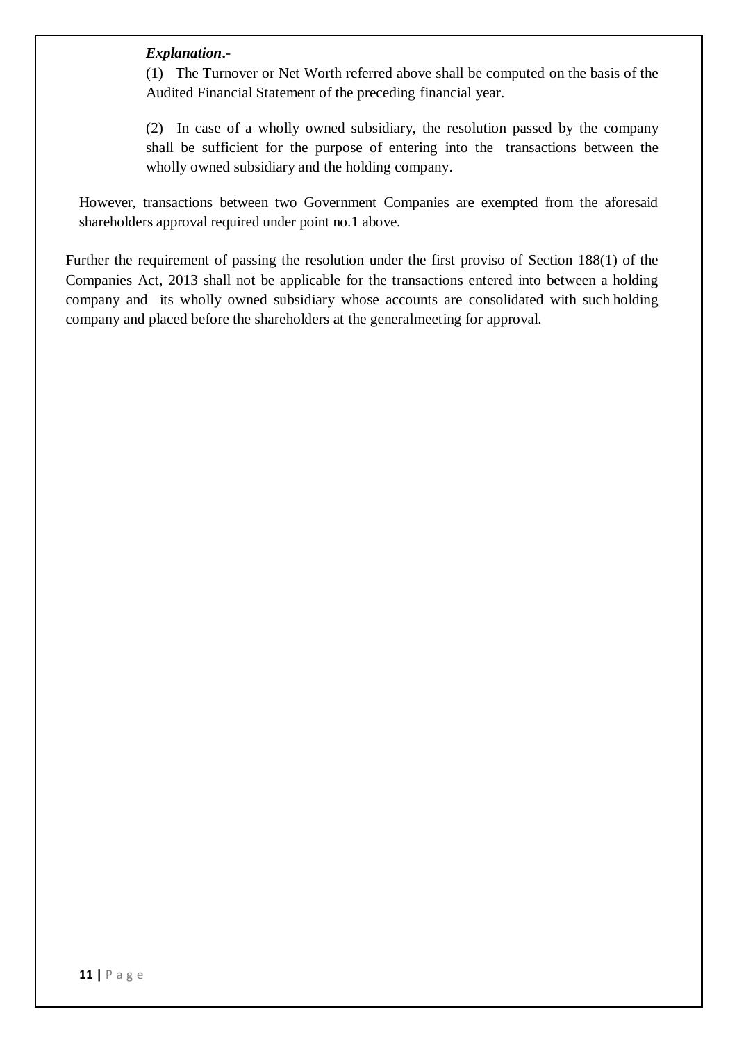***Explanation*.-**

(1) The Turnover or Net Worth referred above shall be computed on the basis of the Audited Financial Statement of the preceding financial year.

(2) In case of a wholly owned subsidiary, the resolution passed by the company shall be sufficient for the purpose of entering into the transactions between the wholly owned subsidiary and the holding company.

However, transactions between two Government Companies are exempted from the aforesaid shareholders approval required under point no.1 above.

Further the requirement of passing the resolution under the first proviso of Section 188(1) of the Companies Act, 2013 shall not be applicable for the transactions entered into between a holding company and its wholly owned subsidiary whose accounts are consolidated with such holding company and placed before the shareholders at the generalmeeting for approval.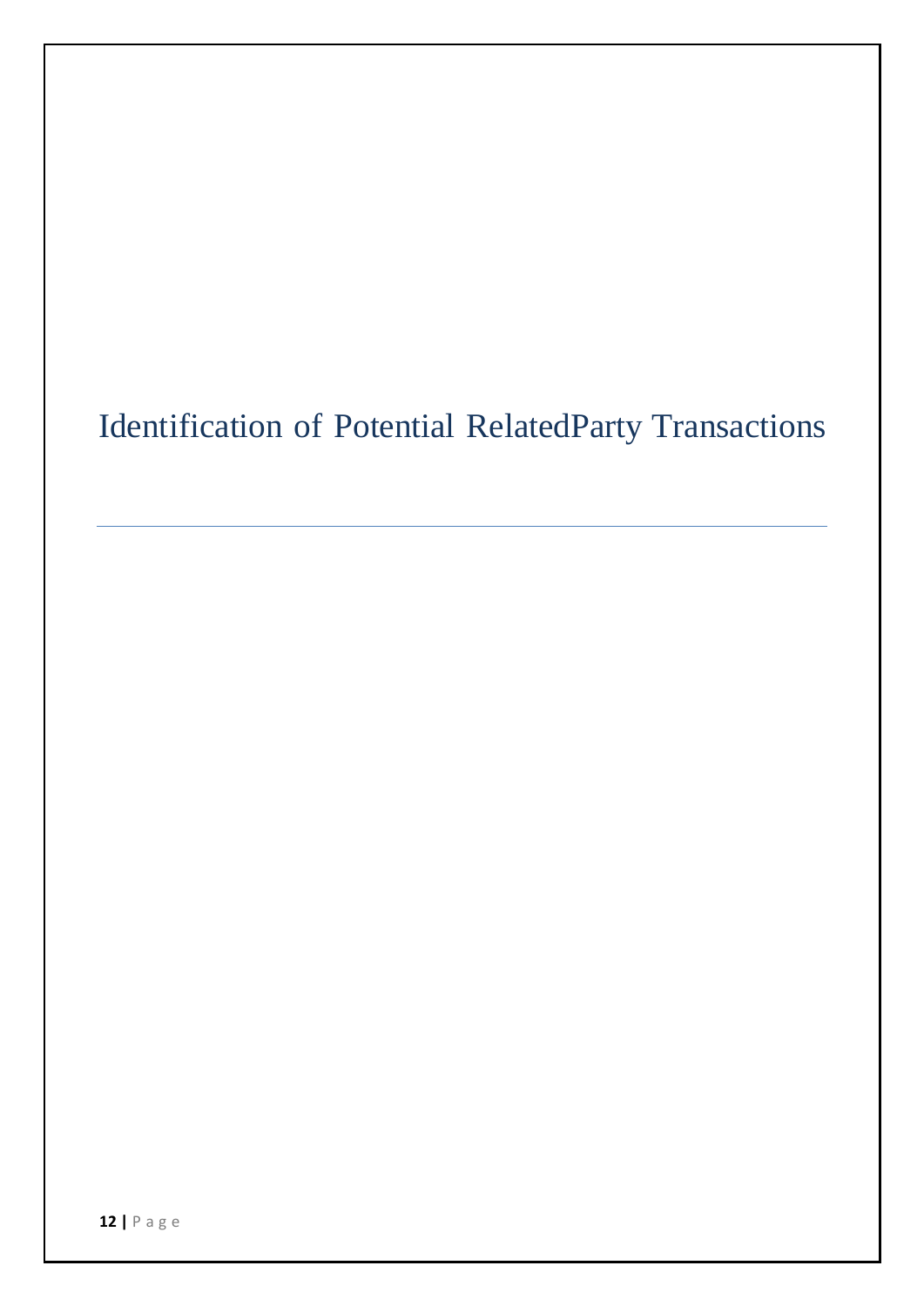# Identification of Potential RelatedParty Transactions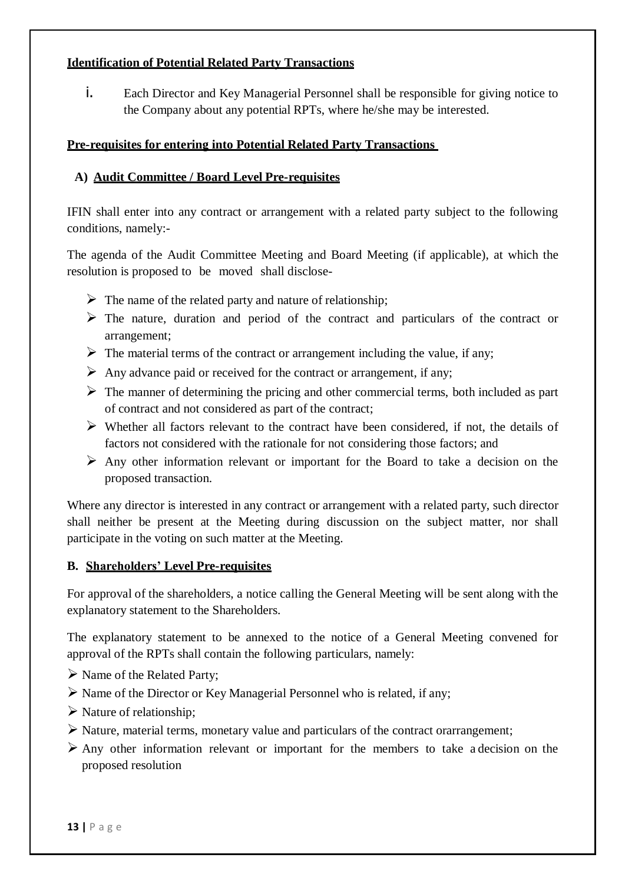**Identification of Potential Related Party Transactions**

i. Each Director and Key Managerial Personnel shall be responsible for giving notice to the Company about any potential RPTs, where he/she may be interested.

**Pre-requisites for entering into Potential Related Party Transactions**

**A) Audit Committee / Board Level Pre-requisites**

IFIN shall enter into any contract or arrangement with a related party subject to the following conditions, namely:-

The agenda of the Audit Committee Meeting and Board Meeting (if applicable), at which the resolution is proposed to be moved shall disclose-

- The name of the related party and nature of relationship;
- The nature, duration and period of the contract and particulars of the contract or arrangement;
- The material terms of the contract or arrangement including the value, if any;
- Any advance paid or received for the contract or arrangement, if any;
- The manner of determining the pricing and other commercial terms, both included as part of contract and not considered as part of the contract;
- Whether all factors relevant to the contract have been considered, if not, the details of factors not considered with the rationale for not considering those factors; and
- Any other information relevant or important for the Board to take a decision on the proposed transaction.

Where any director is interested in any contract or arrangement with a related party, such director shall neither be present at the Meeting during discussion on the subject matter, nor shall participate in the voting on such matter at the Meeting.

**B. Shareholders' Level Pre-requisites**

For approval of the shareholders, a notice calling the General Meeting will be sent along with the explanatory statement to the Shareholders.

The explanatory statement to be annexed to the notice of a General Meeting convened for approval of the RPTs shall contain the following particulars, namely:

- Name of the Related Party;
- Name of the Director or Key Managerial Personnel who is related, if any;
- Nature of relationship;
- Nature, material terms, monetary value and particulars of the contract orarrangement;
- Any other information relevant or important for the members to take a decision on the proposed resolution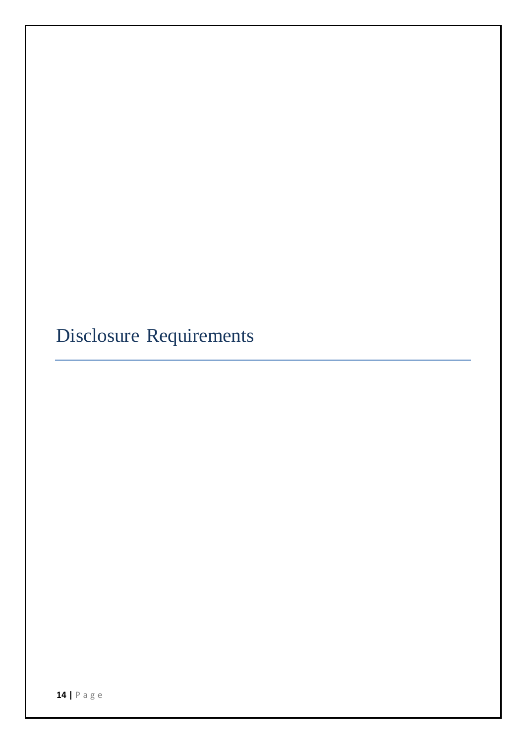# Disclosure Requirements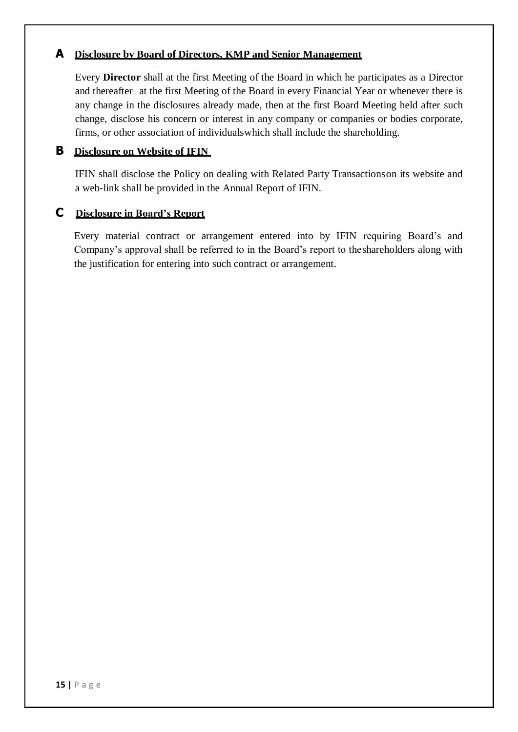### A Disclosure by Board of Directors, KMP and Senior Management

Every **Director** shall at the first Meeting of the Board in which he participates as a Director and thereafter at the first Meeting of the Board in every Financial Year or whenever there is any change in the disclosures already made, then at the first Board Meeting held after such change, disclose his concern or interest in any company or companies or bodies corporate, firms, or other association of individualswhich shall include the shareholding.

### B Disclosure on Website of IFIN

IFIN shall disclose the Policy on dealing with Related Party Transactionson its website and a web-link shall be provided in the Annual Report of IFIN.

### C Disclosure in Board's Report

Every material contract or arrangement entered into by IFIN requiring Board's and Company's approval shall be referred to in the Board's report to theshareholders along with the justification for entering into such contract or arrangement.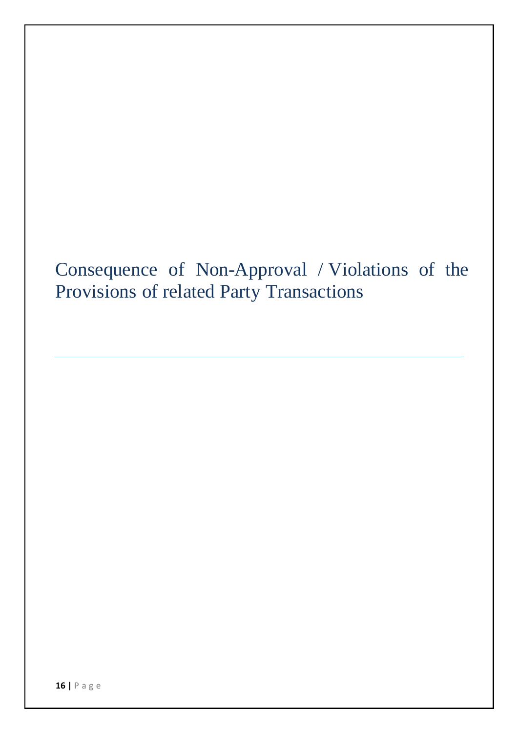# Consequence of Non-Approval / Violations of the Provisions of related Party Transactions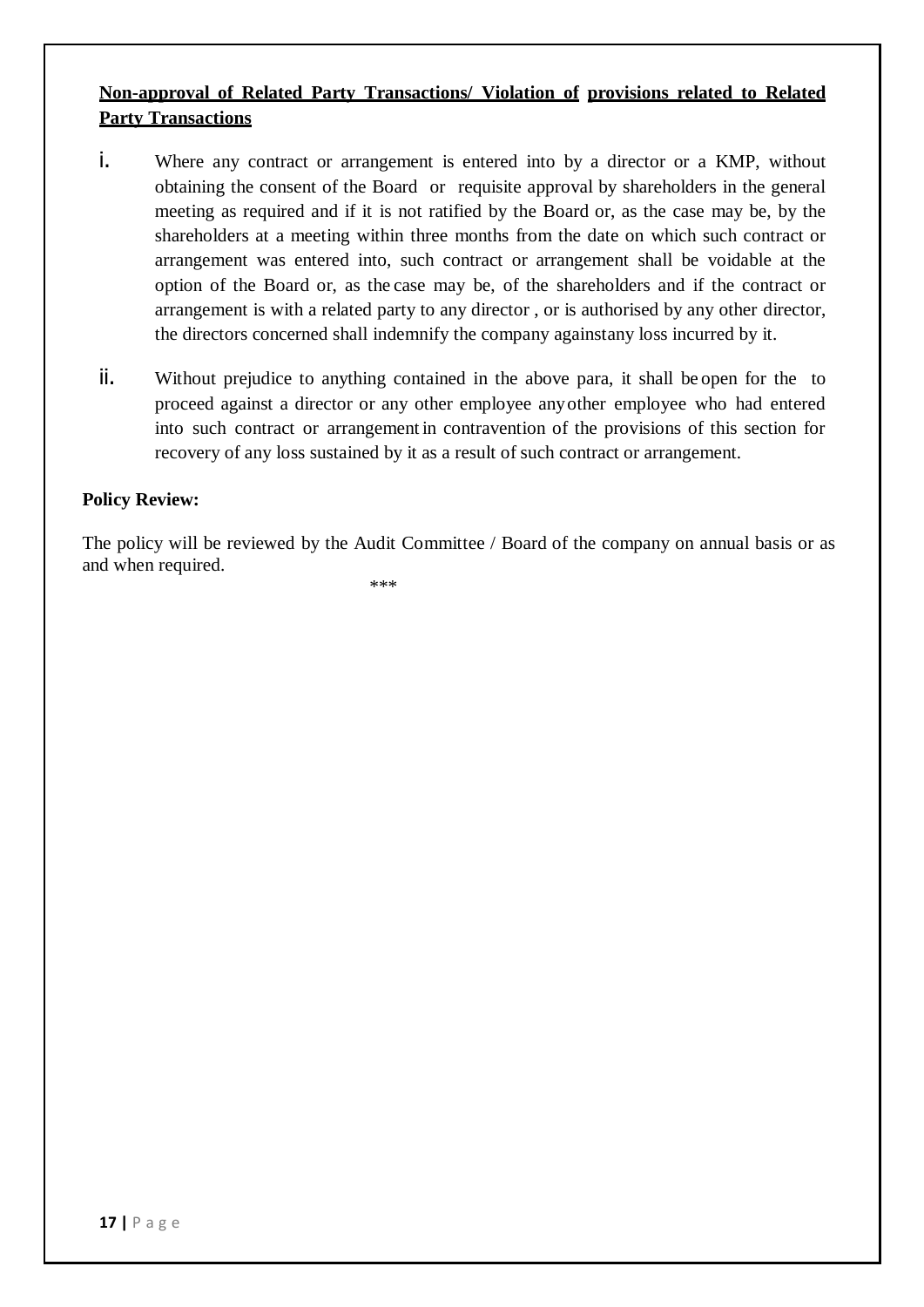**Non-approval of Related Party Transactions/ Violation of provisions related to Related Party Transactions**

i. Where any contract or arrangement is entered into by a director or a KMP, without obtaining the consent of the Board or requisite approval by shareholders in the general meeting as required and if it is not ratified by the Board or, as the case may be, by the shareholders at a meeting within three months from the date on which such contract or arrangement was entered into, such contract or arrangement shall be voidable at the option of the Board or, as the case may be, of the shareholders and if the contract or arrangement is with a related party to any director , or is authorised by any other director, the directors concerned shall indemnify the company againstany loss incurred by it.

ii. Without prejudice to anything contained in the above para, it shall be open for the to proceed against a director or any other employee anyother employee who had entered into such contract or arrangement in contravention of the provisions of this section for recovery of any loss sustained by it as a result of such contract or arrangement.

**Policy Review:**

The policy will be reviewed by the Audit Committee / Board of the company on annual basis or as and when required.

***